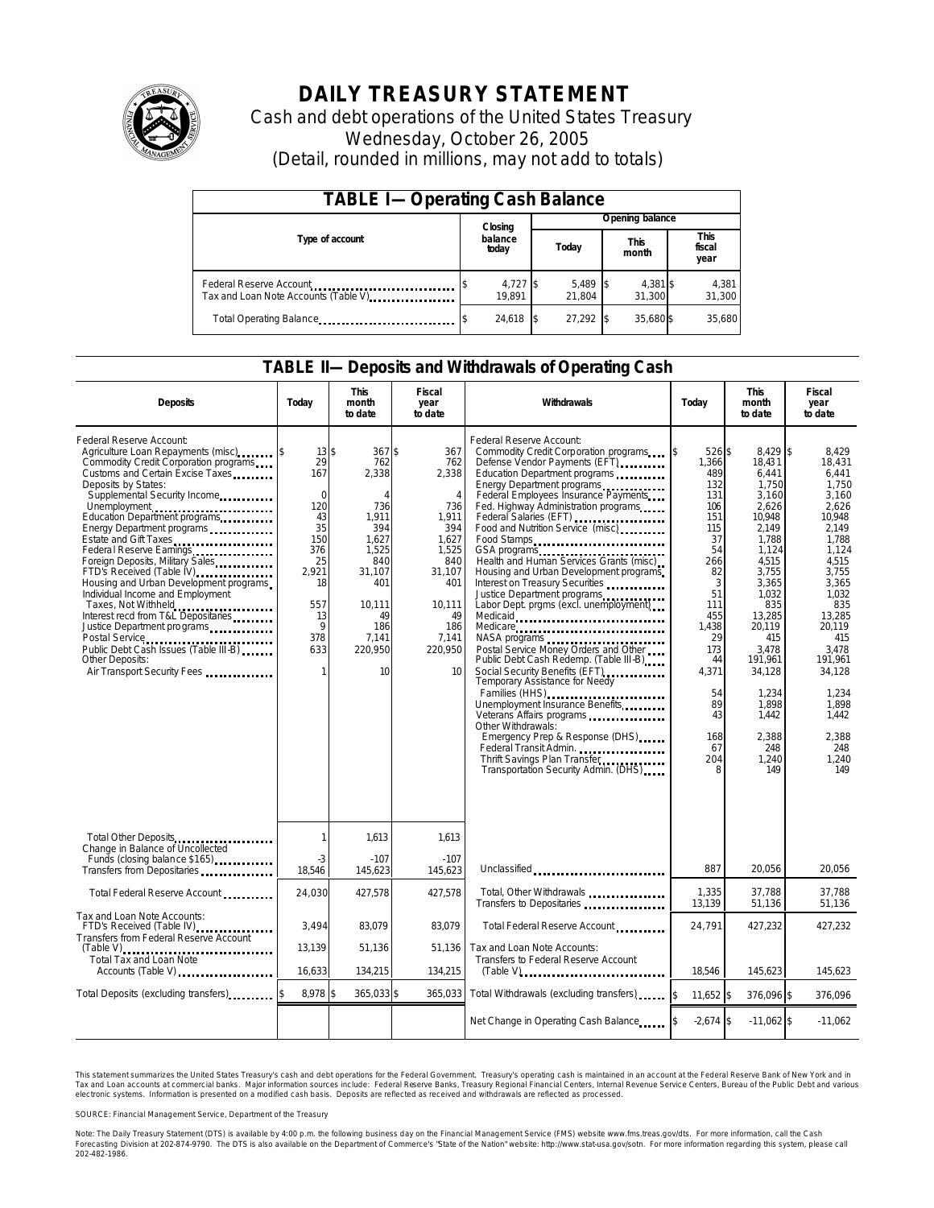# DAILY TREASURY STATEMENT

Cash and debt operations of the United States Treasury

Wednesday, October 26, 2005

(Detail, rounded in millions, may not add to totals)

## TABLE I—Operating Cash Balance

| Type of account | Closing balance today | Opening balance Today | Opening balance This month | Opening balance This fiscal year |
|---|---|---|---|---|
| Federal Reserve Account | $ 4,727 | $ 5,489 | $ 4,381 | $ 4,381 |
| Tax and Loan Note Accounts (Table V) | 19,891 | 21,804 | 31,300 | 31,300 |
| Total Operating Balance | $ 24,618 | $ 27,292 | $ 35,680 | $ 35,680 |

## TABLE II—Deposits and Withdrawals of Operating Cash

| Deposits | Today | This month to date | Fiscal year to date | Withdrawals | Today | This month to date | Fiscal year to date |
|---|---|---|---|---|---|---|---|
| Federal Reserve Account: | | | | Federal Reserve Account: | | | |
| Agriculture Loan Repayments (misc) | $ 13 | $ 367 | $ 367 | Commodity Credit Corporation programs | $ 526 | $ 8,429 | $ 8,429 |
| Commodity Credit Corporation programs | 29 | 762 | 762 | Defense Vendor Payments (EFT) | 1,366 | 18,431 | 18,431 |
| Customs and Certain Excise Taxes | 167 | 2,338 | 2,338 | Education Department programs | 489 | 6,441 | 6,441 |
| Deposits by States: | | | | Energy Department programs | 132 | 1,750 | 1,750 |
| Supplemental Security Income | 0 | 4 | 4 | Federal Employees Insurance Payments | 131 | 3,160 | 3,160 |
| Unemployment | 120 | 736 | 736 | Fed. Highway Administration programs | 106 | 2,626 | 2,626 |
| Education Department programs | 43 | 1,911 | 1,911 | Federal Salaries (EFT) | 151 | 10,948 | 10,948 |
| Energy Department programs | 35 | 394 | 394 | Food and Nutrition Service (misc) | 115 | 2,149 | 2,149 |
| Estate and Gift Taxes | 150 | 1,627 | 1,627 | Food Stamps | 37 | 1,788 | 1,788 |
| Federal Reserve Earnings | 376 | 1,525 | 1,525 | GSA programs | 54 | 1,124 | 1,124 |
| Foreign Deposits, Military Sales | 25 | 840 | 840 | Health and Human Services Grants (misc) | 266 | 4,515 | 4,515 |
| FTD's Received (Table IV) | 2,921 | 31,107 | 31,107 | Housing and Urban Development programs | 82 | 3,755 | 3,755 |
| Housing and Urban Development programs | 18 | 401 | 401 | Interest on Treasury Securities | 3 | 3,365 | 3,365 |
| Individual Income and Employment | | | | Justice Department programs | 51 | 1,032 | 1,032 |
| Taxes, Not Withheld | 557 | 10,111 | 10,111 | Labor Dept. prgms (excl. unemployment) | 111 | 835 | 835 |
| Interest recd from T&L Depositaries | 13 | 49 | 49 | Medicaid | 455 | 13,285 | 13,285 |
| Justice Department programs | 9 | 186 | 186 | Medicare | 1,438 | 20,119 | 20,119 |
| Postal Service | 378 | 7,141 | 7,141 | NASA programs | 29 | 415 | 415 |
| Public Debt Cash Issues (Table III-B) | 633 | 220,950 | 220,950 | Postal Service Money Orders and Other | 173 | 3,478 | 3,478 |
| Other Deposits: | | | | Public Debt Cash Redemp. (Table III-B) | 44 | 191,961 | 191,961 |
| Air Transport Security Fees | 1 | 10 | 10 | Social Security Benefits (EFT) | 4,371 | 34,128 | 34,128 |
| | | | | Temporary Assistance for Needy Families (HHS) | 54 | 1,234 | 1,234 |
| | | | | Unemployment Insurance Benefits | 89 | 1,898 | 1,898 |
| | | | | Veterans Affairs programs | 43 | 1,442 | 1,442 |
| | | | | Other Withdrawals: | | | |
| | | | | Emergency Prep & Response (DHS) | 168 | 2,388 | 2,388 |
| | | | | Federal Transit Admin. | 67 | 248 | 248 |
| | | | | Thrift Savings Plan Transfer | 204 | 1,240 | 1,240 |
| | | | | Transportation Security Admin. (DHS) | 8 | 149 | 149 |
| Total Other Deposits | 1 | 1,613 | 1,613 | | | | |
| Change in Balance of Uncollected Funds (closing balance $165) | -3 | -107 | -107 | | | | |
| Transfers from Depositaries | 18,546 | 145,623 | 145,623 | Unclassified | 887 | 20,056 | 20,056 |
| Total Federal Reserve Account | 24,030 | 427,578 | 427,578 | Total, Other Withdrawals | 1,335 | 37,788 | 37,788 |
| | | | | Transfers to Depositaries | 13,139 | 51,136 | 51,136 |
| Tax and Loan Note Accounts: | | | | | | | |
| FTD's Received (Table IV) | 3,494 | 83,079 | 83,079 | Total Federal Reserve Account | 24,791 | 427,232 | 427,232 |
| Transfers from Federal Reserve Account (Table V) | 13,139 | 51,136 | 51,136 | Tax and Loan Note Accounts: | | | |
| Total Tax and Loan Note Accounts (Table V) | 16,633 | 134,215 | 134,215 | Transfers to Federal Reserve Account (Table V) | 18,546 | 145,623 | 145,623 |
| Total Deposits (excluding transfers) | $ 8,978 | $ 365,033 | $ 365,033 | Total Withdrawals (excluding transfers) | $ 11,652 | $ 376,096 | $ 376,096 |
| | | | | Net Change in Operating Cash Balance | $ -2,674 | $ -11,062 | $ -11,062 |

This statement summarizes the United States Treasury's cash and debt operations for the Federal Government. Treasury's operating cash is maintained in an account at the Federal Reserve Bank of New York and in Tax and Loan accounts at commercial banks. Major information sources include: Federal Reserve Banks, Treasury Regional Financial Centers, Internal Revenue Service Centers, Bureau of the Public Debt and various electronic systems. Information is presented on a modified cash basis. Deposits are reflected as received and withdrawals are reflected as processed.

SOURCE: Financial Management Service, Department of the Treasury

Note: The Daily Treasury Statement (DTS) is available by 4:00 p.m. the following business day on the Financial Management Service (FMS) website www.fms.treas.gov/dts. For more information, call the Cash Forecasting Division at 202-874-9790. The DTS is also available on the Department of Commerce's "State of the Nation" website: http://www.stat-usa.gov/sotn. For more information regarding this system, please call 202-482-1986.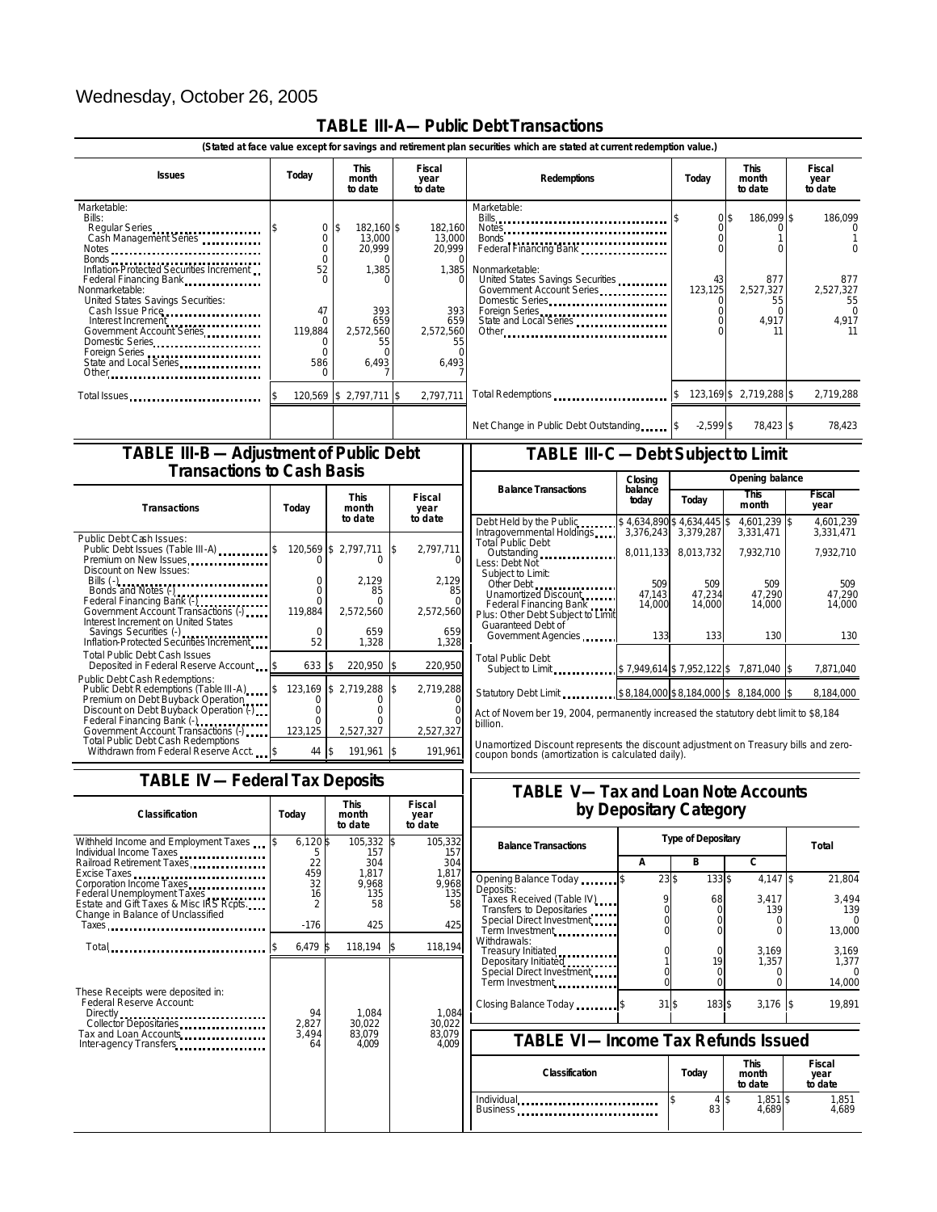Wednesday, October 26, 2005

## TABLE III-A — Public Debt Transactions

(Stated at face value except for savings and retirement plan securities which are stated at current redemption value.)

| Issues | Today | This month to date | Fiscal year to date | Redemptions | Today | This month to date | Fiscal year to date |
|---|---|---|---|---|---|---|---|
| Marketable: | | | | Marketable: | | | |
| Bills: | | | | Bills | $ 0 | $ 186,099 | $ 186,099 |
| Regular Series | $ 0 | $ 182,160 | $ 182,160 | Notes | 0 | 0 | 0 |
| Cash Management Series | 0 | 13,000 | 13,000 | Bonds | 0 | 1 | 1 |
| Notes | 0 | 20,999 | 20,999 | Federal Financing Bank | 0 | 0 | 0 |
| Bonds | 0 | 0 | 0 | | | | |
| Inflation-Protected Securities Increment | 52 | 1,385 | 1,385 | Nonmarketable: | | | |
| Federal Financing Bank | 0 | 0 | 0 | United States Savings Securities | 43 | 877 | 877 |
| Nonmarketable: | | | | Government Account Series | 123,125 | 2,527,327 | 2,527,327 |
| United States Savings Securities: | | | | Domestic Series | 0 | 55 | 55 |
| Cash Issue Price | 47 | 393 | 393 | Foreign Series | 0 | 0 | 0 |
| Interest Increment | 0 | 659 | 659 | State and Local Series | 0 | 4,917 | 4,917 |
| Government Account Series | 119,884 | 2,572,560 | 2,572,560 | Other | 0 | 11 | 11 |
| Domestic Series | 0 | 55 | 55 | | | | |
| Foreign Series | 0 | 0 | 0 | | | | |
| State and Local Series | 586 | 6,493 | 6,493 | | | | |
| Other | 0 | 7 | 7 | | | | |
| Total Issues | $ 120,569 | $ 2,797,711 | $ 2,797,711 | Total Redemptions | $ 123,169 | $ 2,719,288 | $ 2,719,288 |
| | | | | Net Change in Public Debt Outstanding | $ -2,599 | $ 78,423 | $ 78,423 |

## TABLE III-B — Adjustment of Public Debt Transactions to Cash Basis

| Transactions | Today | This month to date | Fiscal year to date |
|---|---|---|---|
| Public Debt Cash Issues: | | | |
| Public Debt Issues (Table III-A) | $ 120,569 | $ 2,797,711 | $ 2,797,711 |
| Premium on New Issues | 0 | 0 | 0 |
| Discount on New Issues: | | | |
| Bills (-) | 0 | 2,129 | 2,129 |
| Bonds and Notes (-) | 0 | 85 | 85 |
| Federal Financing Bank (-) | 0 | 0 | 0 |
| Government Account Transactions (-) | 119,884 | 2,572,560 | 2,572,560 |
| Interest Increment on United States Savings Securities (-) | 0 | 659 | 659 |
| Inflation-Protected Securities Increment | 52 | 1,328 | 1,328 |
| Total Public Debt Cash Issues Deposited in Federal Reserve Account | $ 633 | $ 220,950 | $ 220,950 |
| Public Debt Cash Redemptions: | | | |
| Public Debt Redemptions (Table III-A) | $ 123,169 | $ 2,719,288 | $ 2,719,288 |
| Premium on Debt Buyback Operation | 0 | 0 | 0 |
| Discount on Debt Buyback Operation (-) | 0 | 0 | 0 |
| Federal Financing Bank (-) | 0 | 0 | 0 |
| Government Account Transactions (-) | 123,125 | 2,527,327 | 2,527,327 |
| Total Public Debt Cash Redemptions Withdrawn from Federal Reserve Acct. | $ 44 | $ 191,961 | $ 191,961 |

## TABLE III-C — Debt Subject to Limit

| Balance Transactions | Closing balance today | Opening balance Today | Opening balance This month | Opening balance Fiscal year |
|---|---|---|---|---|
| Debt Held by the Public | $ 4,634,890 | $ 4,634,445 | $ 4,601,239 | $ 4,601,239 |
| Intragovernmental Holdings | 3,376,243 | 3,379,287 | 3,331,471 | 3,331,471 |
| Total Public Debt Outstanding | 8,011,133 | 8,013,732 | 7,932,710 | 7,932,710 |
| Less: Debt Not Subject to Limit: | | | | |
| Other Debt | 509 | 509 | 509 | 509 |
| Unamortized Discount | 47,143 | 47,234 | 47,290 | 47,290 |
| Federal Financing Bank | 14,000 | 14,000 | 14,000 | 14,000 |
| Plus: Other Debt Subject to Limit Guaranteed Debt of Government Agencies | 133 | 133 | 130 | 130 |
| Total Public Debt Subject to Limit | $ 7,949,614 | $ 7,952,122 | $ 7,871,040 | $ 7,871,040 |
| Statutory Debt Limit | $ 8,184,000 | $ 8,184,000 | $ 8,184,000 | $ 8,184,000 |

Act of November 19, 2004, permanently increased the statutory debt limit to $8,184 billion.

Unamortized Discount represents the discount adjustment on Treasury bills and zero-coupon bonds (amortization is calculated daily).

## TABLE IV — Federal Tax Deposits

| Classification | Today | This month to date | Fiscal year to date |
|---|---|---|---|
| Withheld Income and Employment Taxes | $ 6,120 | $ 105,332 | $ 105,332 |
| Individual Income Taxes | 5 | 157 | 157 |
| Railroad Retirement Taxes | 22 | 304 | 304 |
| Excise Taxes | 459 | 1,817 | 1,817 |
| Corporation Income Taxes | 32 | 9,968 | 9,968 |
| Federal Unemployment Taxes | 16 | 135 | 135 |
| Estate and Gift Taxes & Misc IRS Rcpts. | 2 | 58 | 58 |
| Change in Balance of Unclassified Taxes | -176 | 425 | 425 |
| Total | $ 6,479 | $ 118,194 | $ 118,194 |
| These Receipts were deposited in: | | | |
| Federal Reserve Account: | | | |
| Directly | 94 | 1,084 | 1,084 |
| Collector Depositaries | 2,827 | 30,022 | 30,022 |
| Tax and Loan Accounts | 3,494 | 83,079 | 83,079 |
| Inter-agency Transfers | 64 | 4,009 | 4,009 |

## TABLE V — Tax and Loan Note Accounts by Depositary Category

| Balance Transactions | Type of Depositary A | Type of Depositary B | Type of Depositary C | Total |
|---|---|---|---|---|
| Opening Balance Today | $ 23 | $ 133 | $ 4,147 | $ 21,804 |
| Deposits: | | | | |
| Taxes Received (Table IV) | 9 | 68 | 3,417 | 3,494 |
| Transfers to Depositaries | 0 | 0 | 139 | 139 |
| Special Direct Investment | 0 | 0 | 0 | 0 |
| Term Investment | 0 | 0 | 0 | 13,000 |
| Withdrawals: | | | | |
| Treasury Initiated | 0 | 0 | 3,169 | 3,169 |
| Depositary Initiated | 1 | 19 | 1,357 | 1,377 |
| Special Direct Investment | 0 | 0 | 0 | 0 |
| Term Investment | 0 | 0 | 0 | 14,000 |
| Closing Balance Today | $ 31 | $ 183 | $ 3,176 | $ 19,891 |

## TABLE VI — Income Tax Refunds Issued

| Classification | Today | This month to date | Fiscal year to date |
|---|---|---|---|
| Individual | $ 4 | $ 1,851 | $ 1,851 |
| Business | 83 | 4,689 | 4,689 |